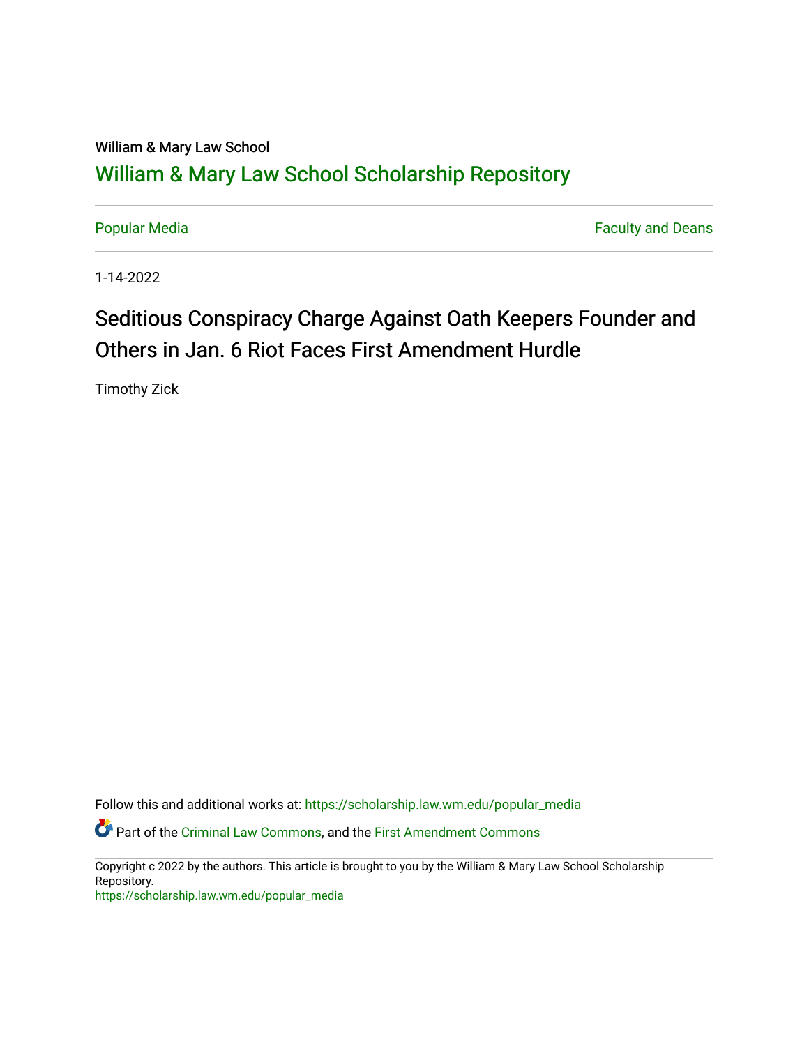William & Mary Law School

# William & Mary Law School Scholarship Repository

Popular Media

Faculty and Deans

1-14-2022

## Seditious Conspiracy Charge Against Oath Keepers Founder and Others in Jan. 6 Riot Faces First Amendment Hurdle

Timothy Zick

Follow this and additional works at: https://scholarship.law.wm.edu/popular_media

Part of the Criminal Law Commons, and the First Amendment Commons

Copyright c 2022 by the authors. This article is brought to you by the William & Mary Law School Scholarship Repository.
https://scholarship.law.wm.edu/popular_media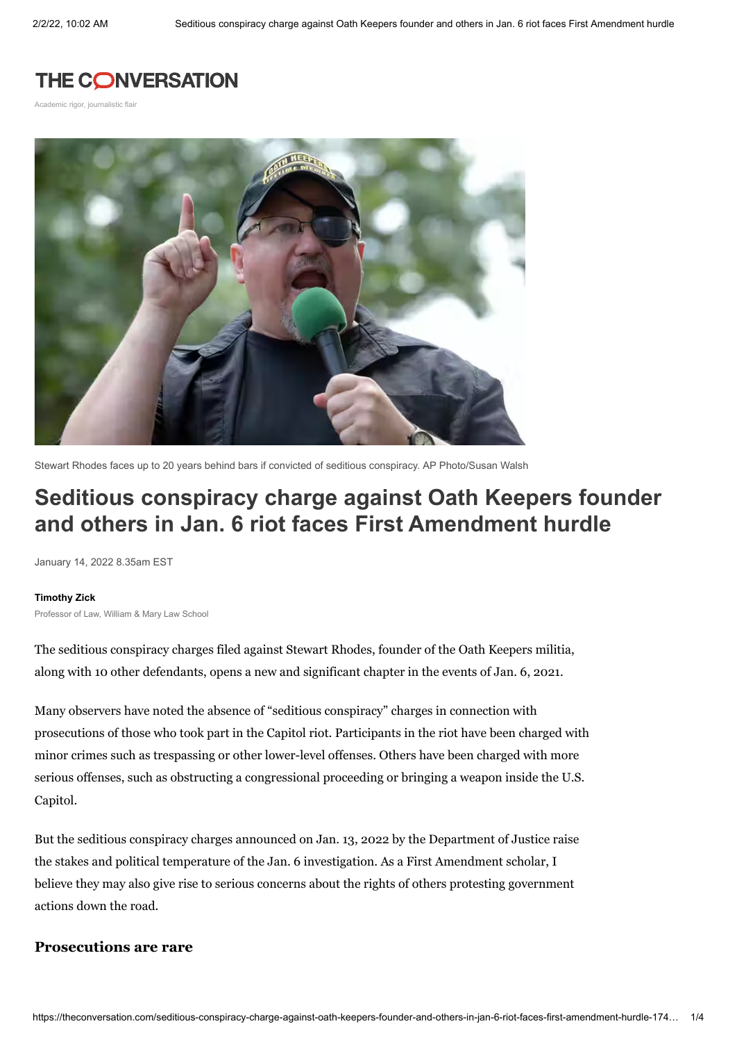# THE CONVERSATION

Academic rigor, journalistic flair

Stewart Rhodes faces up to 20 years behind bars if convicted of seditious conspiracy. AP Photo/Susan Walsh

# Seditious conspiracy charge against Oath Keepers founder and others in Jan. 6 riot faces First Amendment hurdle

January 14, 2022 8.35am EST

**Timothy Zick**
Professor of Law, William & Mary Law School

The seditious conspiracy charges filed against Stewart Rhodes, founder of the Oath Keepers militia, along with 10 other defendants, opens a new and significant chapter in the events of Jan. 6, 2021.

Many observers have noted the absence of "seditious conspiracy" charges in connection with prosecutions of those who took part in the Capitol riot. Participants in the riot have been charged with minor crimes such as trespassing or other lower-level offenses. Others have been charged with more serious offenses, such as obstructing a congressional proceeding or bringing a weapon inside the U.S. Capitol.

But the seditious conspiracy charges announced on Jan. 13, 2022 by the Department of Justice raise the stakes and political temperature of the Jan. 6 investigation. As a First Amendment scholar, I believe they may also give rise to serious concerns about the rights of others protesting government actions down the road.

### Prosecutions are rare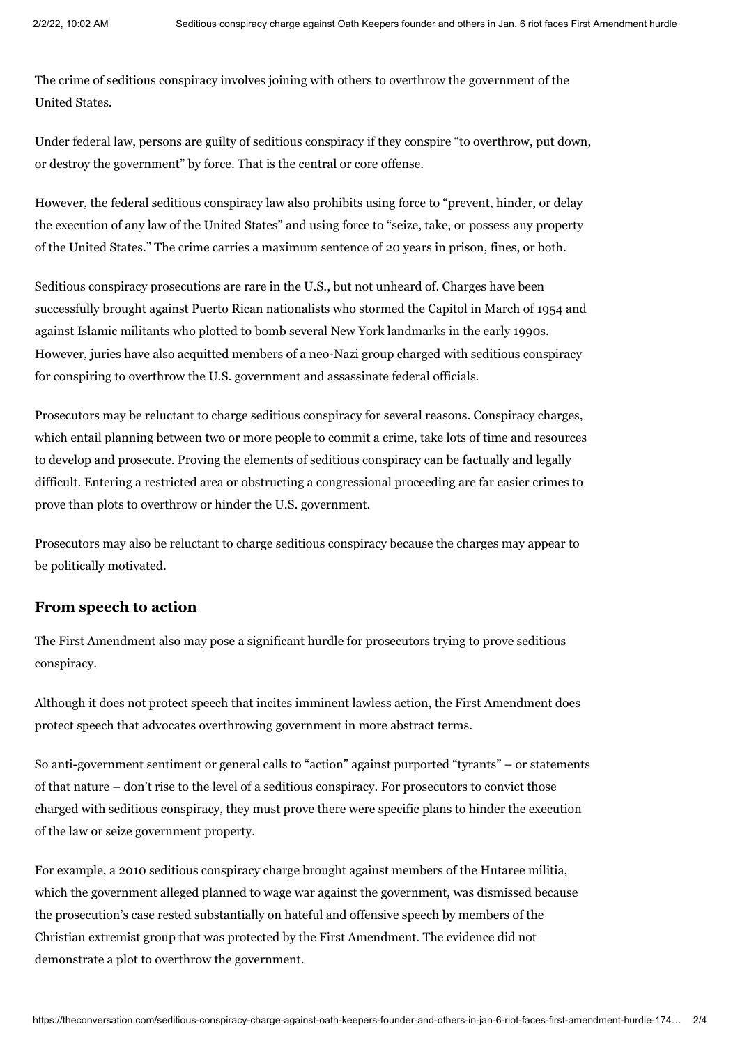The crime of seditious conspiracy involves joining with others to overthrow the government of the United States.

Under federal law, persons are guilty of seditious conspiracy if they conspire "to overthrow, put down, or destroy the government" by force. That is the central or core offense.

However, the federal seditious conspiracy law also prohibits using force to "prevent, hinder, or delay the execution of any law of the United States" and using force to "seize, take, or possess any property of the United States." The crime carries a maximum sentence of 20 years in prison, fines, or both.

Seditious conspiracy prosecutions are rare in the U.S., but not unheard of. Charges have been successfully brought against Puerto Rican nationalists who stormed the Capitol in March of 1954 and against Islamic militants who plotted to bomb several New York landmarks in the early 1990s. However, juries have also acquitted members of a neo-Nazi group charged with seditious conspiracy for conspiring to overthrow the U.S. government and assassinate federal officials.

Prosecutors may be reluctant to charge seditious conspiracy for several reasons. Conspiracy charges, which entail planning between two or more people to commit a crime, take lots of time and resources to develop and prosecute. Proving the elements of seditious conspiracy can be factually and legally difficult. Entering a restricted area or obstructing a congressional proceeding are far easier crimes to prove than plots to overthrow or hinder the U.S. government.

Prosecutors may also be reluctant to charge seditious conspiracy because the charges may appear to be politically motivated.

## From speech to action

The First Amendment also may pose a significant hurdle for prosecutors trying to prove seditious conspiracy.

Although it does not protect speech that incites imminent lawless action, the First Amendment does protect speech that advocates overthrowing government in more abstract terms.

So anti-government sentiment or general calls to "action" against purported "tyrants" – or statements of that nature – don't rise to the level of a seditious conspiracy. For prosecutors to convict those charged with seditious conspiracy, they must prove there were specific plans to hinder the execution of the law or seize government property.

For example, a 2010 seditious conspiracy charge brought against members of the Hutaree militia, which the government alleged planned to wage war against the government, was dismissed because the prosecution's case rested substantially on hateful and offensive speech by members of the Christian extremist group that was protected by the First Amendment. The evidence did not demonstrate a plot to overthrow the government.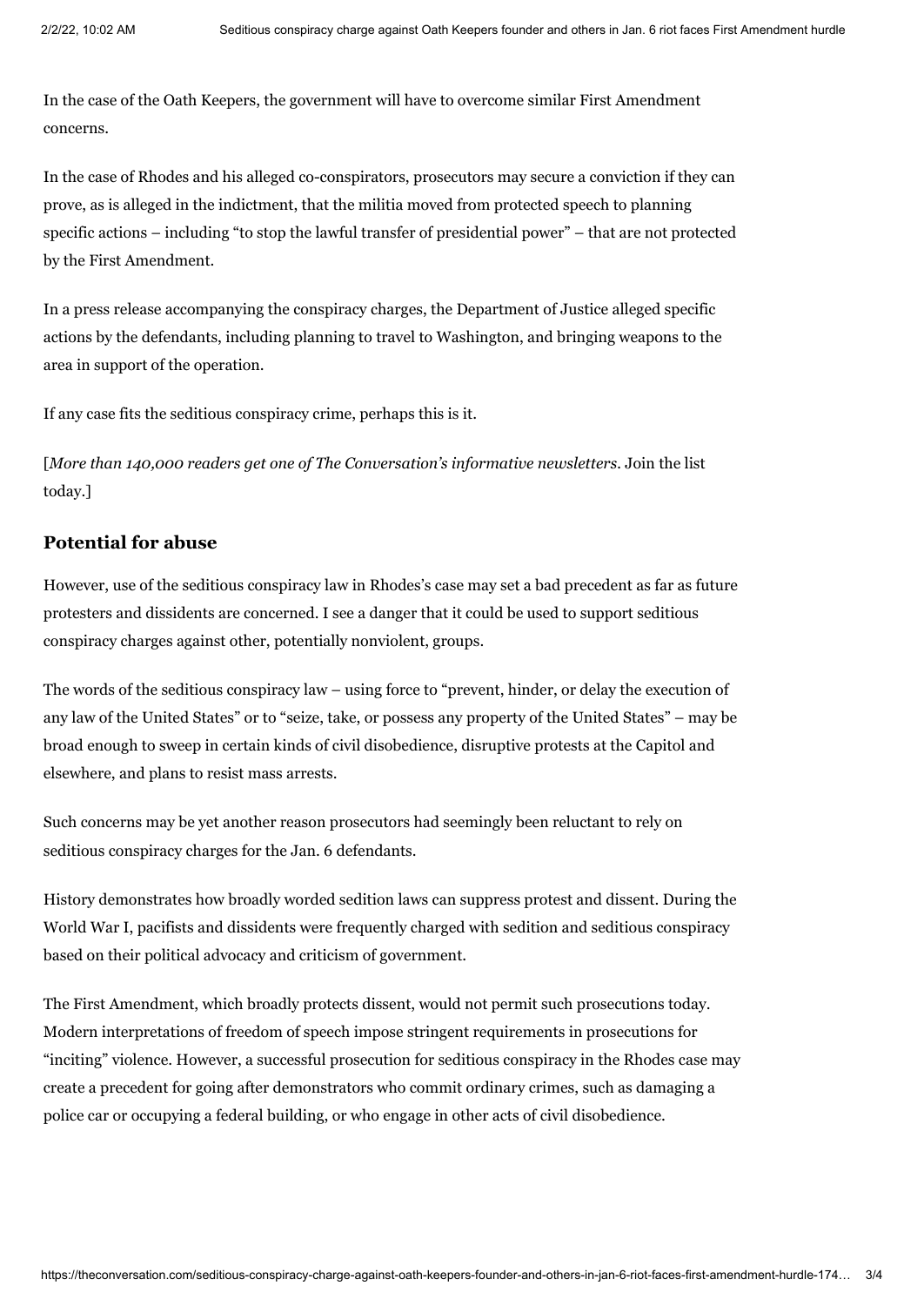In the case of the Oath Keepers, the government will have to overcome similar First Amendment concerns.

In the case of Rhodes and his alleged co-conspirators, prosecutors may secure a conviction if they can prove, as is alleged in the indictment, that the militia moved from protected speech to planning specific actions – including "to stop the lawful transfer of presidential power" – that are not protected by the First Amendment.

In a press release accompanying the conspiracy charges, the Department of Justice alleged specific actions by the defendants, including planning to travel to Washington, and bringing weapons to the area in support of the operation.

If any case fits the seditious conspiracy crime, perhaps this is it.

[*More than 140,000 readers get one of The Conversation's informative newsletters*. Join the list today.]

## Potential for abuse

However, use of the seditious conspiracy law in Rhodes's case may set a bad precedent as far as future protesters and dissidents are concerned. I see a danger that it could be used to support seditious conspiracy charges against other, potentially nonviolent, groups.

The words of the seditious conspiracy law – using force to "prevent, hinder, or delay the execution of any law of the United States" or to "seize, take, or possess any property of the United States" – may be broad enough to sweep in certain kinds of civil disobedience, disruptive protests at the Capitol and elsewhere, and plans to resist mass arrests.

Such concerns may be yet another reason prosecutors had seemingly been reluctant to rely on seditious conspiracy charges for the Jan. 6 defendants.

History demonstrates how broadly worded sedition laws can suppress protest and dissent. During the World War I, pacifists and dissidents were frequently charged with sedition and seditious conspiracy based on their political advocacy and criticism of government.

The First Amendment, which broadly protects dissent, would not permit such prosecutions today. Modern interpretations of freedom of speech impose stringent requirements in prosecutions for "inciting" violence. However, a successful prosecution for seditious conspiracy in the Rhodes case may create a precedent for going after demonstrators who commit ordinary crimes, such as damaging a police car or occupying a federal building, or who engage in other acts of civil disobedience.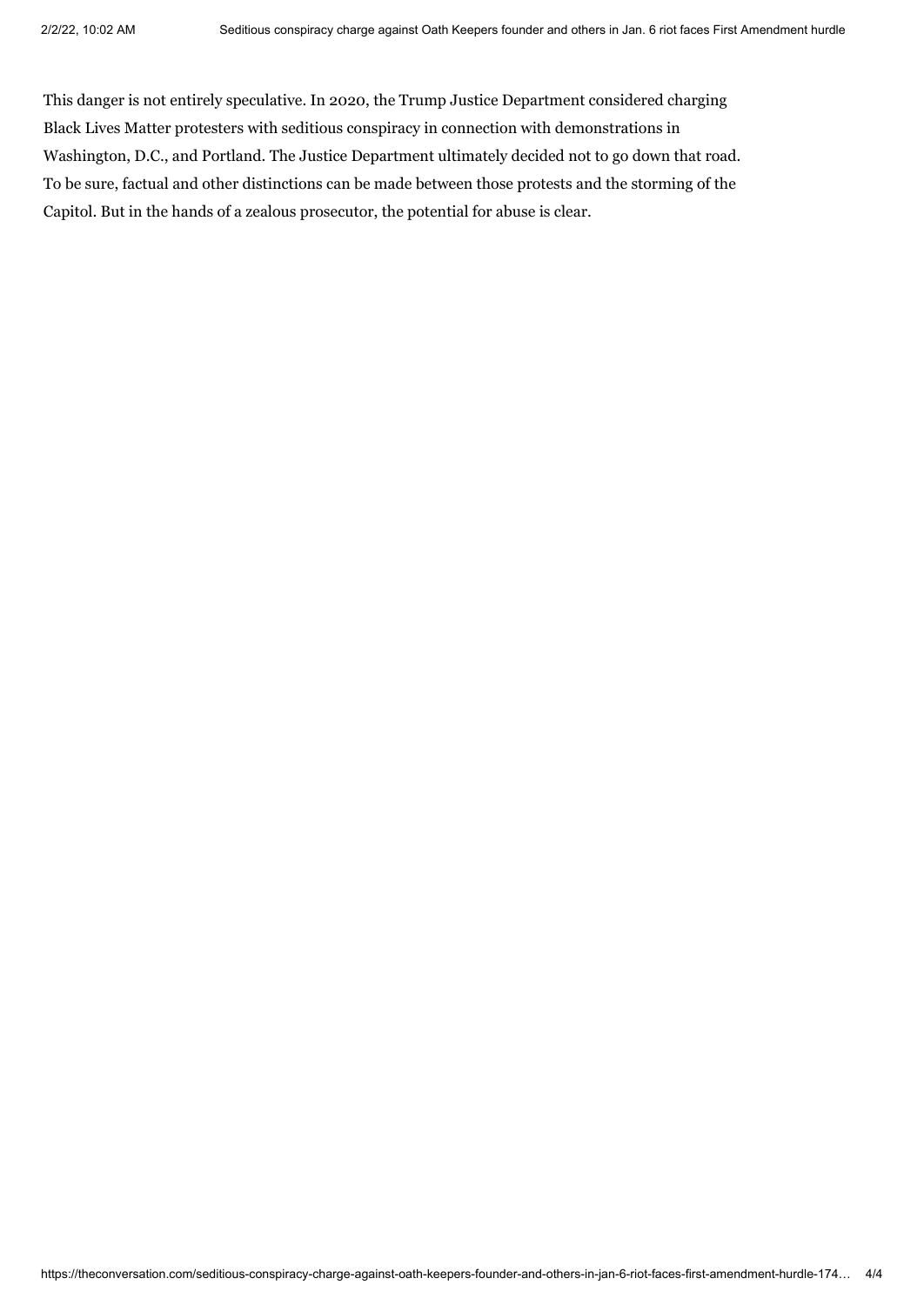This danger is not entirely speculative. In 2020, the Trump Justice Department considered charging Black Lives Matter protesters with seditious conspiracy in connection with demonstrations in Washington, D.C., and Portland. The Justice Department ultimately decided not to go down that road. To be sure, factual and other distinctions can be made between those protests and the storming of the Capitol. But in the hands of a zealous prosecutor, the potential for abuse is clear.